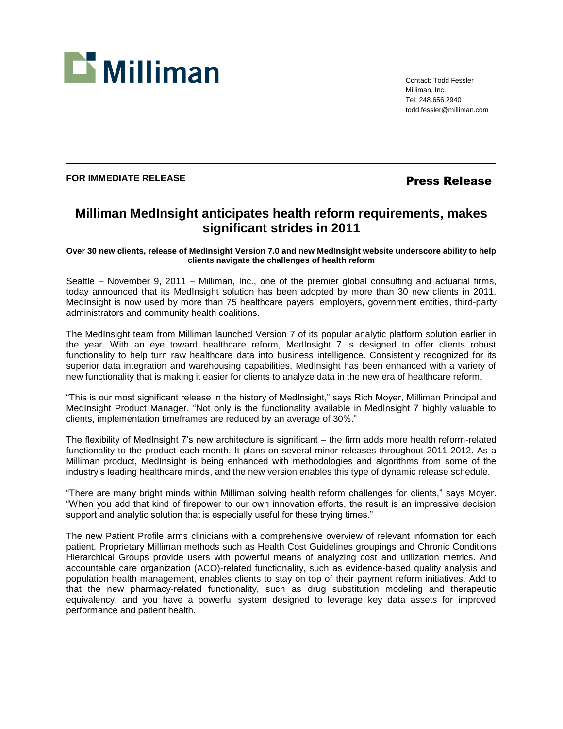Milliman

Contact: Todd Fessler
Milliman, Inc.
Tel: 248.656.2940
todd.fessler@milliman.com

**FOR IMMEDIATE RELEASE**

**Press Release**

# Milliman MedInsight anticipates health reform requirements, makes significant strides in 2011

**Over 30 new clients, release of MedInsight Version 7.0 and new MedInsight website underscore ability to help clients navigate the challenges of health reform**

Seattle – November 9, 2011 – Milliman, Inc., one of the premier global consulting and actuarial firms, today announced that its MedInsight solution has been adopted by more than 30 new clients in 2011. MedInsight is now used by more than 75 healthcare payers, employers, government entities, third-party administrators and community health coalitions.

The MedInsight team from Milliman launched Version 7 of its popular analytic platform solution earlier in the year. With an eye toward healthcare reform, MedInsight 7 is designed to offer clients robust functionality to help turn raw healthcare data into business intelligence. Consistently recognized for its superior data integration and warehousing capabilities, MedInsight has been enhanced with a variety of new functionality that is making it easier for clients to analyze data in the new era of healthcare reform.

"This is our most significant release in the history of MedInsight," says Rich Moyer, Milliman Principal and MedInsight Product Manager. "Not only is the functionality available in MedInsight 7 highly valuable to clients, implementation timeframes are reduced by an average of 30%."

The flexibility of MedInsight 7's new architecture is significant – the firm adds more health reform-related functionality to the product each month. It plans on several minor releases throughout 2011-2012. As a Milliman product, MedInsight is being enhanced with methodologies and algorithms from some of the industry's leading healthcare minds, and the new version enables this type of dynamic release schedule.

"There are many bright minds within Milliman solving health reform challenges for clients," says Moyer. "When you add that kind of firepower to our own innovation efforts, the result is an impressive decision support and analytic solution that is especially useful for these trying times."

The new Patient Profile arms clinicians with a comprehensive overview of relevant information for each patient. Proprietary Milliman methods such as Health Cost Guidelines groupings and Chronic Conditions Hierarchical Groups provide users with powerful means of analyzing cost and utilization metrics. And accountable care organization (ACO)-related functionality, such as evidence-based quality analysis and population health management, enables clients to stay on top of their payment reform initiatives. Add to that the new pharmacy-related functionality, such as drug substitution modeling and therapeutic equivalency, and you have a powerful system designed to leverage key data assets for improved performance and patient health.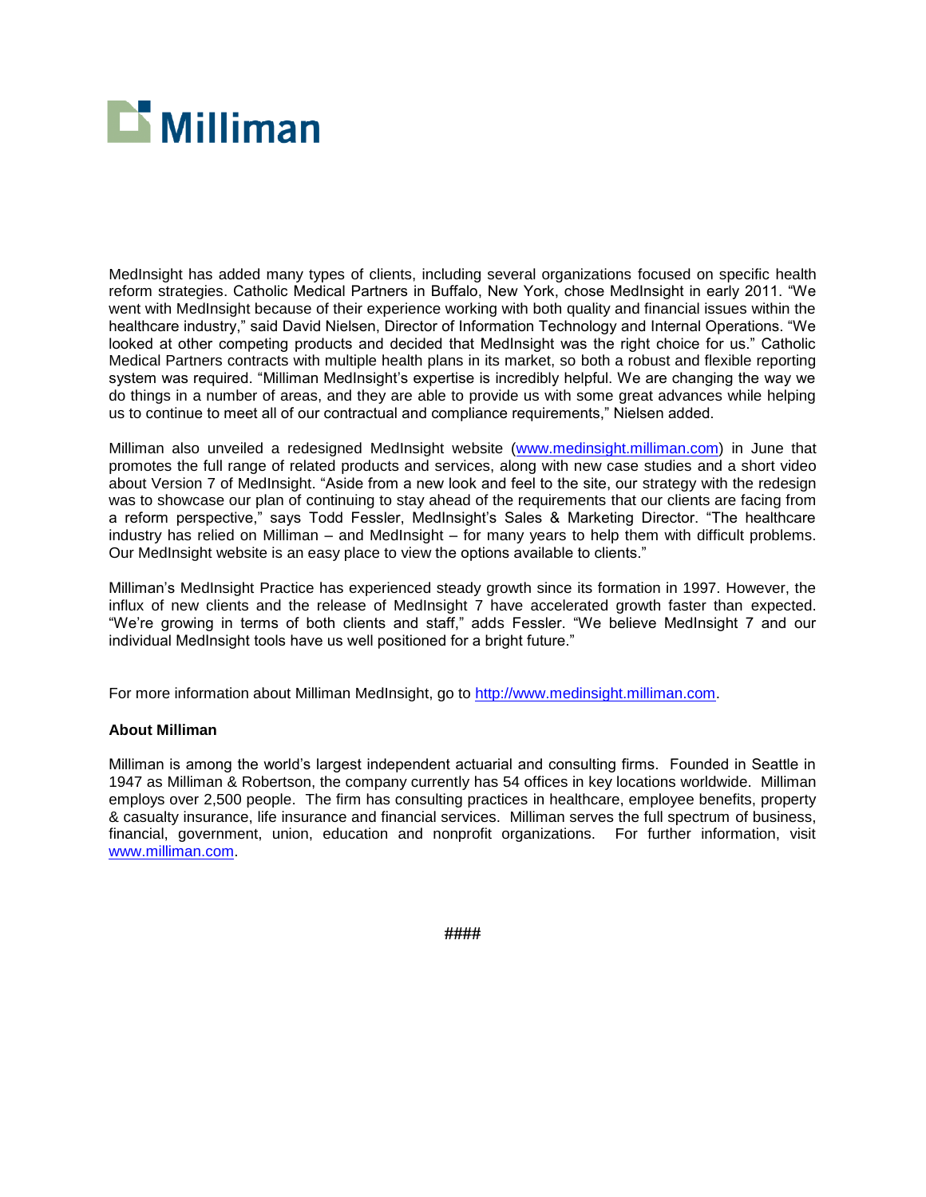MedInsight has added many types of clients, including several organizations focused on specific health reform strategies. Catholic Medical Partners in Buffalo, New York, chose MedInsight in early 2011. "We went with MedInsight because of their experience working with both quality and financial issues within the healthcare industry," said David Nielsen, Director of Information Technology and Internal Operations. "We looked at other competing products and decided that MedInsight was the right choice for us." Catholic Medical Partners contracts with multiple health plans in its market, so both a robust and flexible reporting system was required. "Milliman MedInsight's expertise is incredibly helpful. We are changing the way we do things in a number of areas, and they are able to provide us with some great advances while helping us to continue to meet all of our contractual and compliance requirements," Nielsen added.

Milliman also unveiled a redesigned MedInsight website (www.medinsight.milliman.com) in June that promotes the full range of related products and services, along with new case studies and a short video about Version 7 of MedInsight. "Aside from a new look and feel to the site, our strategy with the redesign was to showcase our plan of continuing to stay ahead of the requirements that our clients are facing from a reform perspective," says Todd Fessler, MedInsight's Sales & Marketing Director. "The healthcare industry has relied on Milliman – and MedInsight – for many years to help them with difficult problems. Our MedInsight website is an easy place to view the options available to clients."

Milliman's MedInsight Practice has experienced steady growth since its formation in 1997. However, the influx of new clients and the release of MedInsight 7 have accelerated growth faster than expected. "We're growing in terms of both clients and staff," adds Fessler. "We believe MedInsight 7 and our individual MedInsight tools have us well positioned for a bright future."

For more information about Milliman MedInsight, go to http://www.medinsight.milliman.com.

**About Milliman**

Milliman is among the world's largest independent actuarial and consulting firms. Founded in Seattle in 1947 as Milliman & Robertson, the company currently has 54 offices in key locations worldwide. Milliman employs over 2,500 people. The firm has consulting practices in healthcare, employee benefits, property & casualty insurance, life insurance and financial services. Milliman serves the full spectrum of business, financial, government, union, education and nonprofit organizations. For further information, visit www.milliman.com.

####